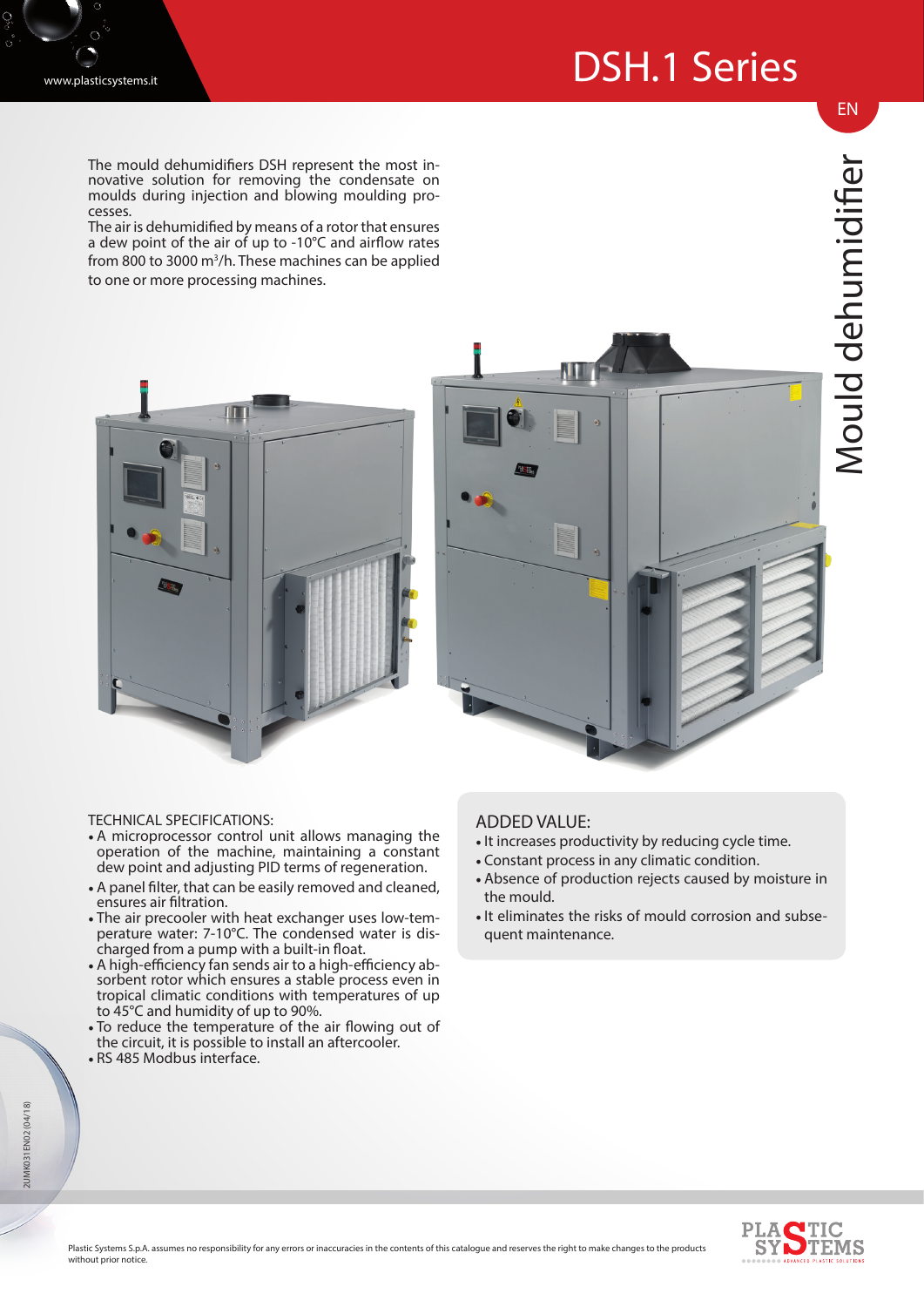# DSH.1 Series

## Mould dehumidifier

The mould dehumidifiers DSH represent the most innovative solution for removing the condensate on moulds during injection and blowing moulding processes.
The air is dehumidified by means of a rotor that ensures a dew point of the air of up to -10°C and airflow rates from 800 to 3000 m$^3$/h. These machines can be applied to one or more processing machines.

### TECHNICAL SPECIFICATIONS:

- A microprocessor control unit allows managing the operation of the machine, maintaining a constant dew point and adjusting PID terms of regeneration.
- A panel filter, that can be easily removed and cleaned, ensures air filtration.
- The air precooler with heat exchanger uses low-temperature water: 7-10°C. The condensed water is discharged from a pump with a built-in float.
- A high-efficiency fan sends air to a high-efficiency absorbent rotor which ensures a stable process even in tropical climatic conditions with temperatures of up to 45°C and humidity of up to 90%.
- To reduce the temperature of the air flowing out of the circuit, it is possible to install an aftercooler.
- RS 485 Modbus interface.

### ADDED VALUE:

- It increases productivity by reducing cycle time.
- Constant process in any climatic condition.
- Absence of production rejects caused by moisture in the mould.
- It eliminates the risks of mould corrosion and subsequent maintenance.

Plastic Systems S.p.A. assumes no responsibility for any errors or inaccuracies in the contents of this catalogue and reserves the right to make changes to the products without prior notice.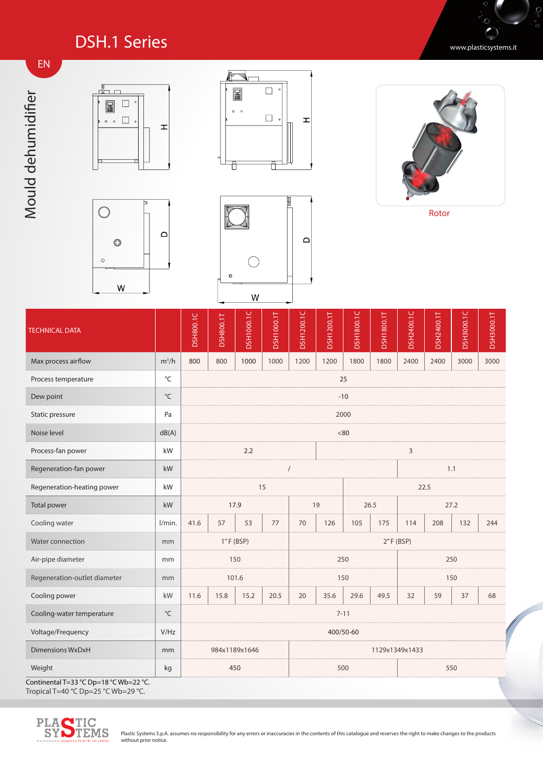# DSH.1 Series

EN

## Mould dehumidifier

H

H

D

D

W

W

Rotor

| TECHNICAL DATA | | DSH800.1C | DSH800.1T | DSH1000.1C | DSH1000.1T | DSH1200.1C | DSH1200.1T | DSH1800.1C | DSH1800.1T | DSH2400.1C | DSH2400.1T | DSH3000.1C | DSH3000.1T |
|---|---|---|---|---|---|---|---|---|---|---|---|---|---|
| Max process airflow | $m^3/h$ | 800 | 800 | 1000 | 1000 | 1200 | 1200 | 1800 | 1800 | 2400 | 2400 | 3000 | 3000 |
| Process temperature | °C | 25 | | | | | | | | | | | |
| Dew point | °C | -10 | | | | | | | | | | | |
| Static pressure | Pa | 2000 | | | | | | | | | | | |
| Noise level | dB(A) | <80 | | | | | | | | | | | |
| Process-fan power | kW | 2.2 | | | | | 3 | | | | | | |
| Regeneration-fan power | kW | / | | | | | | | | 1.1 | | | |
| Regeneration-heating power | kW | 15 | | | | | | 22.5 | | | | | |
| Total power | kW | 17.9 | | | | 19 | | 26.5 | | 27.2 | | | |
| Cooling water | l/min. | 41.6 | 57 | 53 | 77 | 70 | 126 | 105 | 175 | 114 | 208 | 132 | 244 |
| Water connection | mm | 1" F (BSP) | | | | 2" F (BSP) | | | | | | | |
| Air-pipe diameter | mm | 150 | | | | 250 | | | | 250 | | | |
| Regeneration-outlet diameter | mm | 101.6 | | | | 150 | | | | 150 | | | |
| Cooling power | kW | 11.6 | 15.8 | 15.2 | 20.5 | 20 | 35.6 | 29.6 | 49.5 | 32 | 59 | 37 | 68 |
| Cooling-water temperature | °C | 7-11 | | | | | | | | | | | |
| Voltage/Frequency | V/Hz | 400/50-60 | | | | | | | | | | | |
| Dimensions WxDxH | mm | 984x1189x1646 | | | | 1129x1349x1433 | | | | | | | |
| Weight | kg | 450 | | | | 500 | | | | 550 | | | |

Continental T=33 °C Dp=18 °C Wb=22 °C.
Tropical T=40 °C Dp=25 °C Wb=29 °C.

PLASTIC SYSTEMS
ADVANCED PLASTIC SOLUTIONS

Plastic Systems S.p.A. assumes no responsibility for any errors or inaccuracies in the contents of this catalogue and reserves the right to make changes to the products without prior notice.